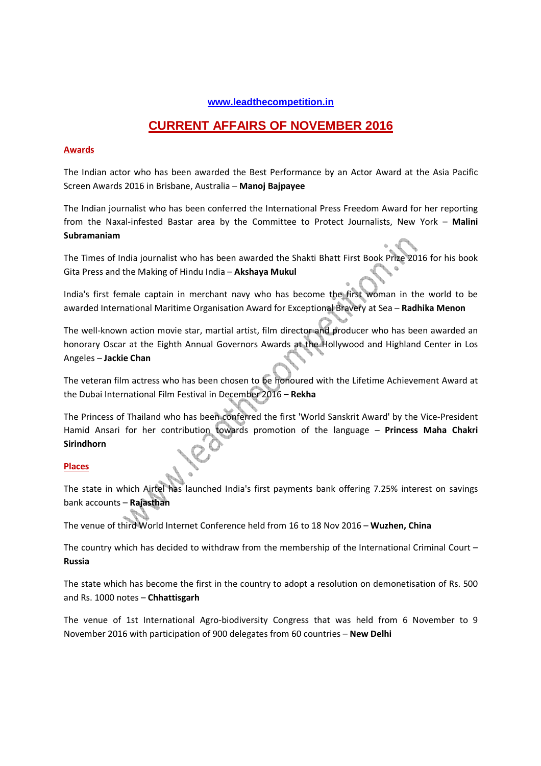www.leadthecompetition.in

# CURRENT AFFAIRS OF NOVEMBER 2016

## Awards

The Indian actor who has been awarded the Best Performance by an Actor Award at the Asia Pacific Screen Awards 2016 in Brisbane, Australia – **Manoj Bajpayee**

The Indian journalist who has been conferred the International Press Freedom Award for her reporting from the Naxal-infested Bastar area by the Committee to Protect Journalists, New York – **Malini Subramaniam**

The Times of India journalist who has been awarded the Shakti Bhatt First Book Prize 2016 for his book Gita Press and the Making of Hindu India – **Akshaya Mukul**

India's first female captain in merchant navy who has become the first woman in the world to be awarded International Maritime Organisation Award for Exceptional Bravery at Sea – **Radhika Menon**

The well-known action movie star, martial artist, film director and producer who has been awarded an honorary Oscar at the Eighth Annual Governors Awards at the Hollywood and Highland Center in Los Angeles – **Jackie Chan**

The veteran film actress who has been chosen to be honoured with the Lifetime Achievement Award at the Dubai International Film Festival in December 2016 – **Rekha**

The Princess of Thailand who has been conferred the first 'World Sanskrit Award' by the Vice-President Hamid Ansari for her contribution towards promotion of the language – **Princess Maha Chakri Sirindhorn**

## Places

The state in which Airtel has launched India's first payments bank offering 7.25% interest on savings bank accounts – **Rajasthan**

The venue of third World Internet Conference held from 16 to 18 Nov 2016 – **Wuzhen, China**

The country which has decided to withdraw from the membership of the International Criminal Court – **Russia**

The state which has become the first in the country to adopt a resolution on demonetisation of Rs. 500 and Rs. 1000 notes – **Chhattisgarh**

The venue of 1st International Agro-biodiversity Congress that was held from 6 November to 9 November 2016 with participation of 900 delegates from 60 countries – **New Delhi**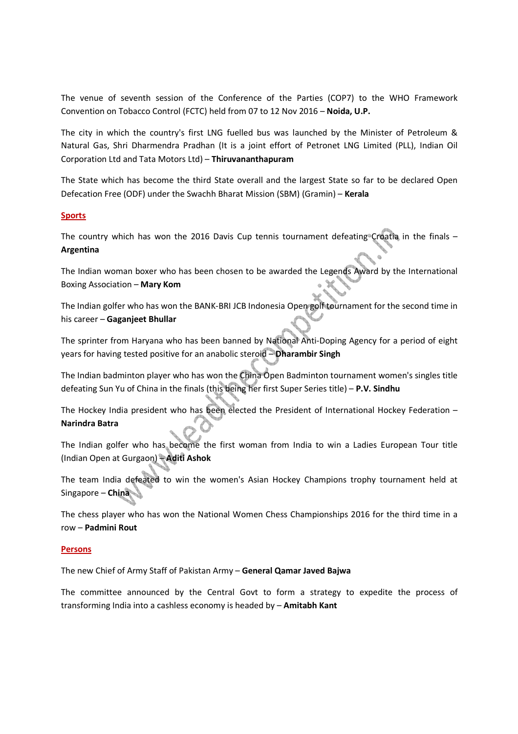The venue of seventh session of the Conference of the Parties (COP7) to the WHO Framework Convention on Tobacco Control (FCTC) held from 07 to 12 Nov 2016 – **Noida, U.P.**

The city in which the country's first LNG fuelled bus was launched by the Minister of Petroleum & Natural Gas, Shri Dharmendra Pradhan (It is a joint effort of Petronet LNG Limited (PLL), Indian Oil Corporation Ltd and Tata Motors Ltd) – **Thiruvananthapuram**

The State which has become the third State overall and the largest State so far to be declared Open Defecation Free (ODF) under the Swachh Bharat Mission (SBM) (Gramin) – **Kerala**

## Sports

The country which has won the 2016 Davis Cup tennis tournament defeating Croatia in the finals – **Argentina**

The Indian woman boxer who has been chosen to be awarded the Legends Award by the International Boxing Association – **Mary Kom**

The Indian golfer who has won the BANK-BRI JCB Indonesia Open golf tournament for the second time in his career – **Gaganjeet Bhullar**

The sprinter from Haryana who has been banned by National Anti-Doping Agency for a period of eight years for having tested positive for an anabolic steroid – **Dharambir Singh**

The Indian badminton player who has won the China Open Badminton tournament women's singles title defeating Sun Yu of China in the finals (this being her first Super Series title) – **P.V. Sindhu**

The Hockey India president who has been elected the President of International Hockey Federation – **Narindra Batra**

The Indian golfer who has become the first woman from India to win a Ladies European Tour title (Indian Open at Gurgaon) – **Aditi Ashok**

The team India defeated to win the women's Asian Hockey Champions trophy tournament held at Singapore – **China**

The chess player who has won the National Women Chess Championships 2016 for the third time in a row – **Padmini Rout**

## Persons

The new Chief of Army Staff of Pakistan Army – **General Qamar Javed Bajwa**

The committee announced by the Central Govt to form a strategy to expedite the process of transforming India into a cashless economy is headed by – **Amitabh Kant**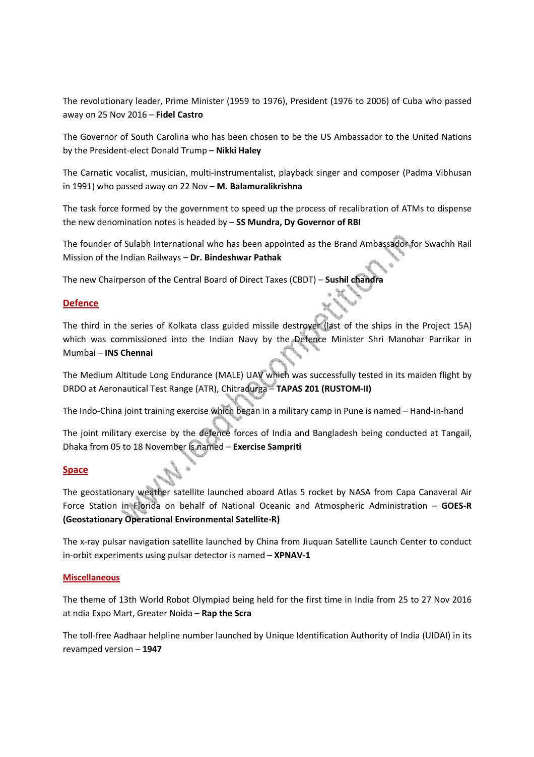The revolutionary leader, Prime Minister (1959 to 1976), President (1976 to 2006) of Cuba who passed away on 25 Nov 2016 – **Fidel Castro**

The Governor of South Carolina who has been chosen to be the US Ambassador to the United Nations by the President-elect Donald Trump – **Nikki Haley**

The Carnatic vocalist, musician, multi-instrumentalist, playback singer and composer (Padma Vibhusan in 1991) who passed away on 22 Nov – **M. Balamuralikrishna**

The task force formed by the government to speed up the process of recalibration of ATMs to dispense the new denomination notes is headed by – **SS Mundra, Dy Governor of RBI**

The founder of Sulabh International who has been appointed as the Brand Ambassador for Swachh Rail Mission of the Indian Railways – **Dr. Bindeshwar Pathak**

The new Chairperson of the Central Board of Direct Taxes (CBDT) – **Sushil chandra**

## Defence

The third in the series of Kolkata class guided missile destroyer (last of the ships in the Project 15A) which was commissioned into the Indian Navy by the Defence Minister Shri Manohar Parrikar in Mumbai – **INS Chennai**

The Medium Altitude Long Endurance (MALE) UAV which was successfully tested in its maiden flight by DRDO at Aeronautical Test Range (ATR), Chitradurga – **TAPAS 201 (RUSTOM-II)**

The Indo-China joint training exercise which began in a military camp in Pune is named – Hand-in-hand

The joint military exercise by the defence forces of India and Bangladesh being conducted at Tangail, Dhaka from 05 to 18 November is named – **Exercise Sampriti**

## Space

The geostationary weather satellite launched aboard Atlas 5 rocket by NASA from Capa Canaveral Air Force Station in Florida on behalf of National Oceanic and Atmospheric Administration – **GOES-R (Geostationary Operational Environmental Satellite-R)**

The x-ray pulsar navigation satellite launched by China from Jiuquan Satellite Launch Center to conduct in-orbit experiments using pulsar detector is named – **XPNAV-1**

## Miscellaneous

The theme of 13th World Robot Olympiad being held for the first time in India from 25 to 27 Nov 2016 at ndia Expo Mart, Greater Noida – **Rap the Scra**

The toll-free Aadhaar helpline number launched by Unique Identification Authority of India (UIDAI) in its revamped version – **1947**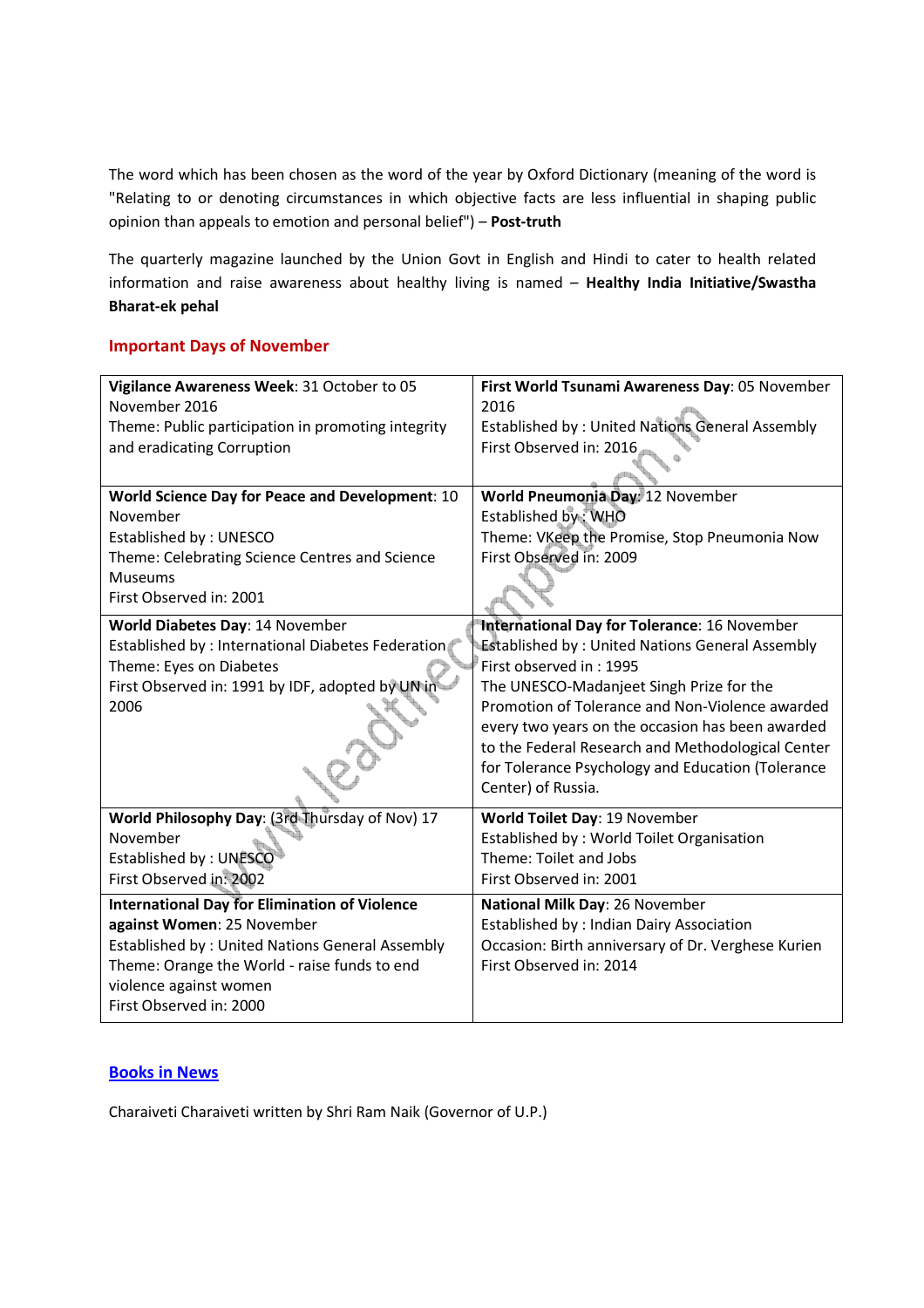The word which has been chosen as the word of the year by Oxford Dictionary (meaning of the word is "Relating to or denoting circumstances in which objective facts are less influential in shaping public opinion than appeals to emotion and personal belief") – **Post-truth**

The quarterly magazine launched by the Union Govt in English and Hindi to cater to health related information and raise awareness about healthy living is named – **Healthy India Initiative/Swastha Bharat-ek pehal**

## Important Days of November

| | |
|---|---|
| **Vigilance Awareness Week**: 31 October to 05 November 2016<br>Theme: Public participation in promoting integrity and eradicating Corruption | **First World Tsunami Awareness Day**: 05 November 2016<br>Established by : United Nations General Assembly<br>First Observed in: 2016 |
| **World Science Day for Peace and Development**: 10 November<br>Established by : UNESCO<br>Theme: Celebrating Science Centres and Science Museums<br>First Observed in: 2001 | **World Pneumonia Day**: 12 November<br>Established by : WHO<br>Theme: VKeep the Promise, Stop Pneumonia Now<br>First Observed in: 2009 |
| **World Diabetes Day**: 14 November<br>Established by : International Diabetes Federation<br>Theme: Eyes on Diabetes<br>First Observed in: 1991 by IDF, adopted by UN in 2006 | **International Day for Tolerance**: 16 November<br>Established by : United Nations General Assembly<br>First observed in : 1995<br>The UNESCO-Madanjeet Singh Prize for the Promotion of Tolerance and Non-Violence awarded every two years on the occasion has been awarded to the Federal Research and Methodological Center for Tolerance Psychology and Education (Tolerance Center) of Russia. |
| **World Philosophy Day**: (3rd Thursday of Nov) 17 November<br>Established by : UNESCO<br>First Observed in: 2002 | **World Toilet Day**: 19 November<br>Established by : World Toilet Organisation<br>Theme: Toilet and Jobs<br>First Observed in: 2001 |
| **International Day for Elimination of Violence against Women**: 25 November<br>Established by : United Nations General Assembly<br>Theme: Orange the World - raise funds to end violence against women<br>First Observed in: 2000 | **National Milk Day**: 26 November<br>Established by : Indian Dairy Association<br>Occasion: Birth anniversary of Dr. Verghese Kurien<br>First Observed in: 2014 |

## Books in News

Charaiveti Charaiveti written by Shri Ram Naik (Governor of U.P.)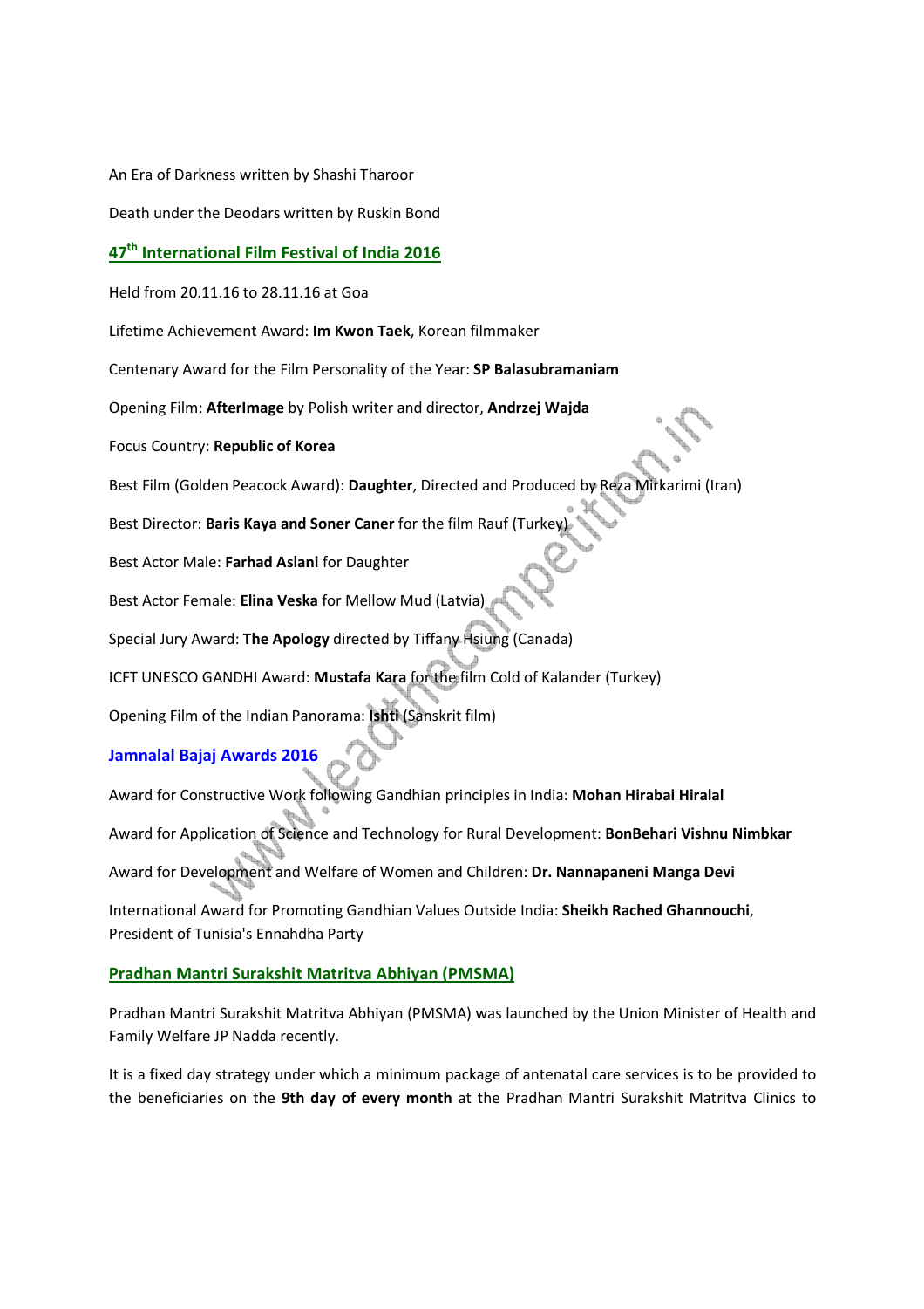An Era of Darkness written by Shashi Tharoor

Death under the Deodars written by Ruskin Bond

## 47th International Film Festival of India 2016

Held from 20.11.16 to 28.11.16 at Goa

Lifetime Achievement Award: **Im Kwon Taek**, Korean filmmaker

Centenary Award for the Film Personality of the Year: **SP Balasubramaniam**

Opening Film: **AfterImage** by Polish writer and director, **Andrzej Wajda**

Focus Country: **Republic of Korea**

Best Film (Golden Peacock Award): **Daughter**, Directed and Produced by Reza Mirkarimi (Iran)

Best Director: **Baris Kaya and Soner Caner** for the film Rauf (Turkey)

Best Actor Male: **Farhad Aslani** for Daughter

Best Actor Female: **Elina Veska** for Mellow Mud (Latvia)

Special Jury Award: **The Apology** directed by Tiffany Hsiung (Canada)

ICFT UNESCO GANDHI Award: **Mustafa Kara** for the film Cold of Kalander (Turkey)

Opening Film of the Indian Panorama: **Ishti** (Sanskrit film)

## Jamnalal Bajaj Awards 2016

Award for Constructive Work following Gandhian principles in India: **Mohan Hirabai Hiralal**

Award for Application of Science and Technology for Rural Development: **BonBehari Vishnu Nimbkar**

Award for Development and Welfare of Women and Children: **Dr. Nannapaneni Manga Devi**

International Award for Promoting Gandhian Values Outside India: **Sheikh Rached Ghannouchi**, President of Tunisia's Ennahdha Party

## Pradhan Mantri Surakshit Matritva Abhiyan (PMSMA)

Pradhan Mantri Surakshit Matritva Abhiyan (PMSMA) was launched by the Union Minister of Health and Family Welfare JP Nadda recently.

It is a fixed day strategy under which a minimum package of antenatal care services is to be provided to the beneficiaries on the **9th day of every month** at the Pradhan Mantri Surakshit Matritva Clinics to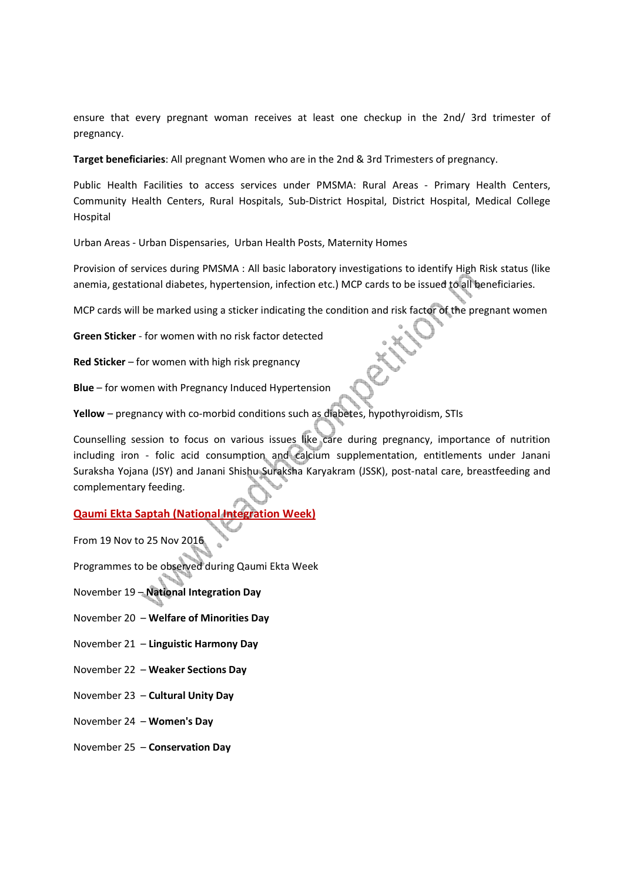ensure that every pregnant woman receives at least one checkup in the 2nd/ 3rd trimester of pregnancy.

**Target beneficiaries**: All pregnant Women who are in the 2nd & 3rd Trimesters of pregnancy.

Public Health Facilities to access services under PMSMA: Rural Areas - Primary Health Centers, Community Health Centers, Rural Hospitals, Sub-District Hospital, District Hospital, Medical College Hospital

Urban Areas - Urban Dispensaries, Urban Health Posts, Maternity Homes

Provision of services during PMSMA : All basic laboratory investigations to identify High Risk status (like anemia, gestational diabetes, hypertension, infection etc.) MCP cards to be issued to all beneficiaries.

MCP cards will be marked using a sticker indicating the condition and risk factor of the pregnant women

**Green Sticker** - for women with no risk factor detected

**Red Sticker** – for women with high risk pregnancy

**Blue** – for women with Pregnancy Induced Hypertension

**Yellow** – pregnancy with co-morbid conditions such as diabetes, hypothyroidism, STIs

Counselling session to focus on various issues like care during pregnancy, importance of nutrition including iron - folic acid consumption and calcium supplementation, entitlements under Janani Suraksha Yojana (JSY) and Janani Shishu Suraksha Karyakram (JSSK), post-natal care, breastfeeding and complementary feeding.

## Qaumi Ekta Saptah (National Integration Week)

From 19 Nov to 25 Nov 2016

Programmes to be observed during Qaumi Ekta Week

November 19 – **National Integration Day**

November 20 – **Welfare of Minorities Day**

November 21 – **Linguistic Harmony Day**

November 22 – **Weaker Sections Day**

November 23 – **Cultural Unity Day**

November 24 – **Women's Day**

November 25 – **Conservation Day**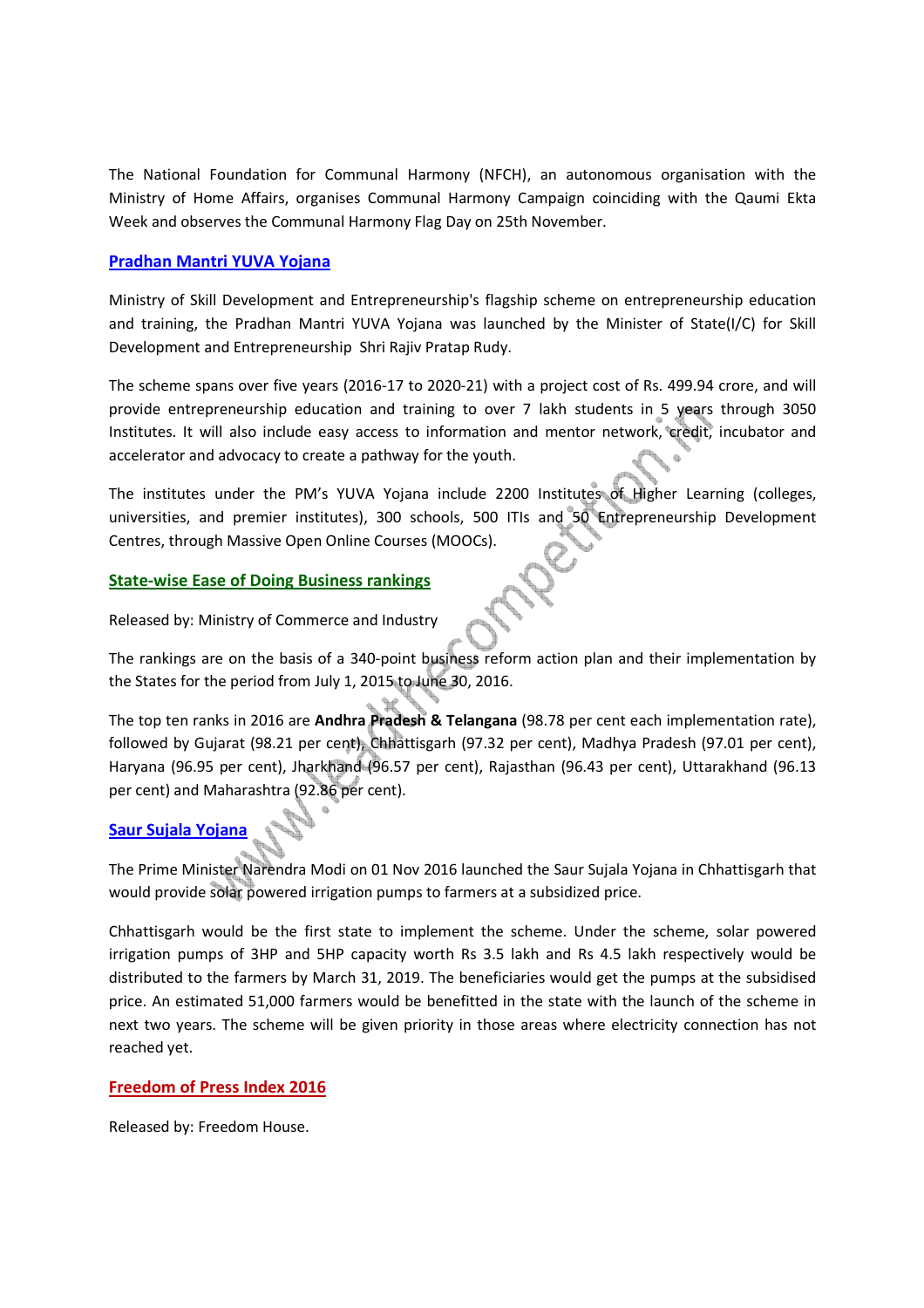The National Foundation for Communal Harmony (NFCH), an autonomous organisation with the Ministry of Home Affairs, organises Communal Harmony Campaign coinciding with the Qaumi Ekta Week and observes the Communal Harmony Flag Day on 25th November.

## Pradhan Mantri YUVA Yojana

Ministry of Skill Development and Entrepreneurship's flagship scheme on entrepreneurship education and training, the Pradhan Mantri YUVA Yojana was launched by the Minister of State(I/C) for Skill Development and Entrepreneurship Shri Rajiv Pratap Rudy.

The scheme spans over five years (2016-17 to 2020-21) with a project cost of Rs. 499.94 crore, and will provide entrepreneurship education and training to over 7 lakh students in 5 years through 3050 Institutes. It will also include easy access to information and mentor network, credit, incubator and accelerator and advocacy to create a pathway for the youth.

The institutes under the PM's YUVA Yojana include 2200 Institutes of Higher Learning (colleges, universities, and premier institutes), 300 schools, 500 ITIs and 50 Entrepreneurship Development Centres, through Massive Open Online Courses (MOOCs).

## State-wise Ease of Doing Business rankings

Released by: Ministry of Commerce and Industry

The rankings are on the basis of a 340-point business reform action plan and their implementation by the States for the period from July 1, 2015 to June 30, 2016.

The top ten ranks in 2016 are **Andhra Pradesh & Telangana** (98.78 per cent each implementation rate), followed by Gujarat (98.21 per cent), Chhattisgarh (97.32 per cent), Madhya Pradesh (97.01 per cent), Haryana (96.95 per cent), Jharkhand (96.57 per cent), Rajasthan (96.43 per cent), Uttarakhand (96.13 per cent) and Maharashtra (92.86 per cent).

## Saur Sujala Yojana

The Prime Minister Narendra Modi on 01 Nov 2016 launched the Saur Sujala Yojana in Chhattisgarh that would provide solar powered irrigation pumps to farmers at a subsidized price.

Chhattisgarh would be the first state to implement the scheme. Under the scheme, solar powered irrigation pumps of 3HP and 5HP capacity worth Rs 3.5 lakh and Rs 4.5 lakh respectively would be distributed to the farmers by March 31, 2019. The beneficiaries would get the pumps at the subsidised price. An estimated 51,000 farmers would be benefitted in the state with the launch of the scheme in next two years. The scheme will be given priority in those areas where electricity connection has not reached yet.

## Freedom of Press Index 2016

Released by: Freedom House.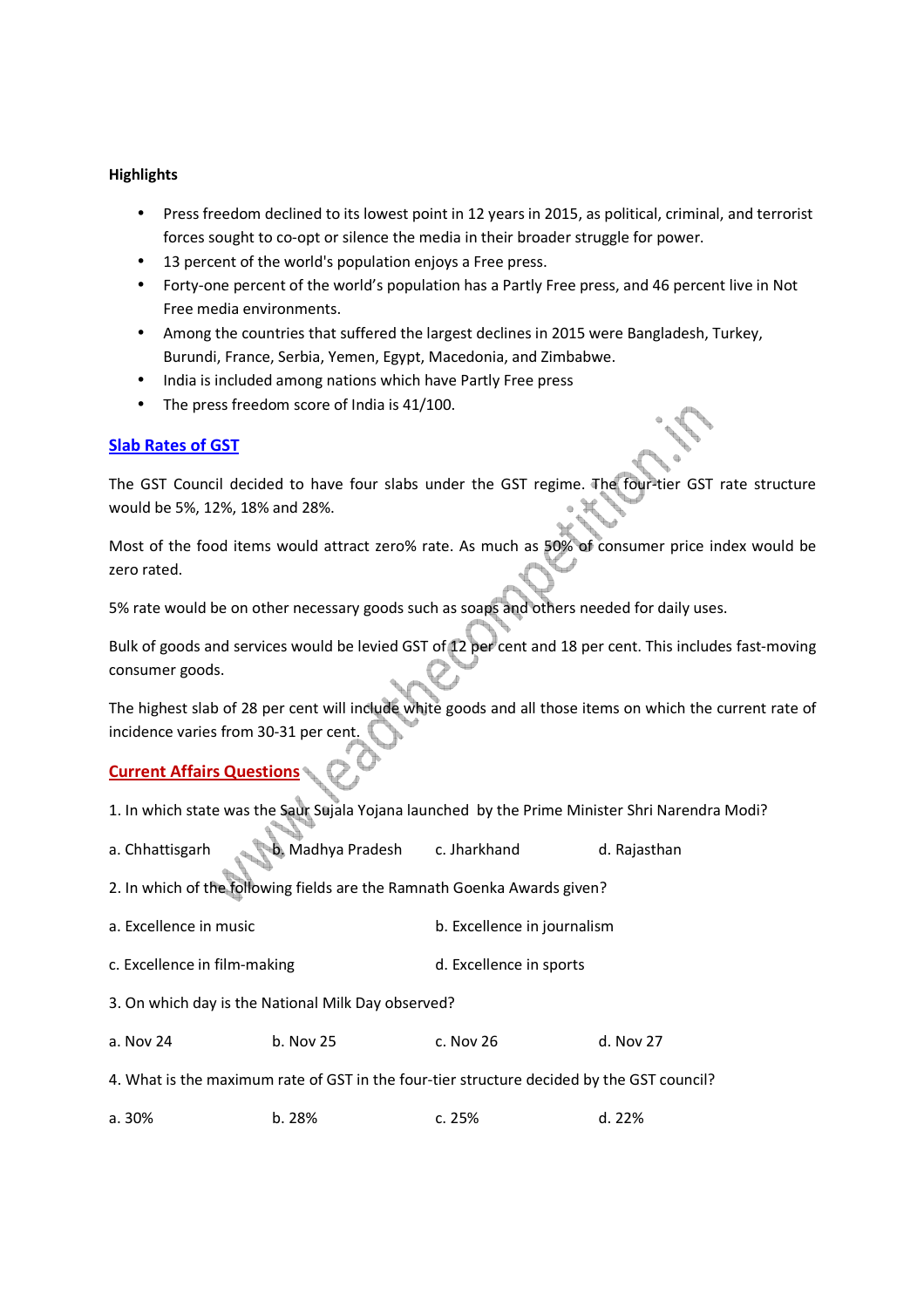**Highlights**

- Press freedom declined to its lowest point in 12 years in 2015, as political, criminal, and terrorist forces sought to co-opt or silence the media in their broader struggle for power.
- 13 percent of the world's population enjoys a Free press.
- Forty-one percent of the world's population has a Partly Free press, and 46 percent live in Not Free media environments.
- Among the countries that suffered the largest declines in 2015 were Bangladesh, Turkey, Burundi, France, Serbia, Yemen, Egypt, Macedonia, and Zimbabwe.
- India is included among nations which have Partly Free press
- The press freedom score of India is 41/100.

## Slab Rates of GST

The GST Council decided to have four slabs under the GST regime. The four-tier GST rate structure would be 5%, 12%, 18% and 28%.

Most of the food items would attract zero% rate. As much as 50% of consumer price index would be zero rated.

5% rate would be on other necessary goods such as soaps and others needed for daily uses.

Bulk of goods and services would be levied GST of 12 per cent and 18 per cent. This includes fast-moving consumer goods.

The highest slab of 28 per cent will include white goods and all those items on which the current rate of incidence varies from 30-31 per cent.

## Current Affairs Questions

1. In which state was the Saur Sujala Yojana launched by the Prime Minister Shri Narendra Modi?

a. Chhattisgarh b. Madhya Pradesh c. Jharkhand d. Rajasthan

2. In which of the following fields are the Ramnath Goenka Awards given?

a. Excellence in music b. Excellence in journalism

c. Excellence in film-making d. Excellence in sports

3. On which day is the National Milk Day observed?

a. Nov 24 b. Nov 25 c. Nov 26 d. Nov 27

4. What is the maximum rate of GST in the four-tier structure decided by the GST council?

a. 30% b. 28% c. 25% d. 22%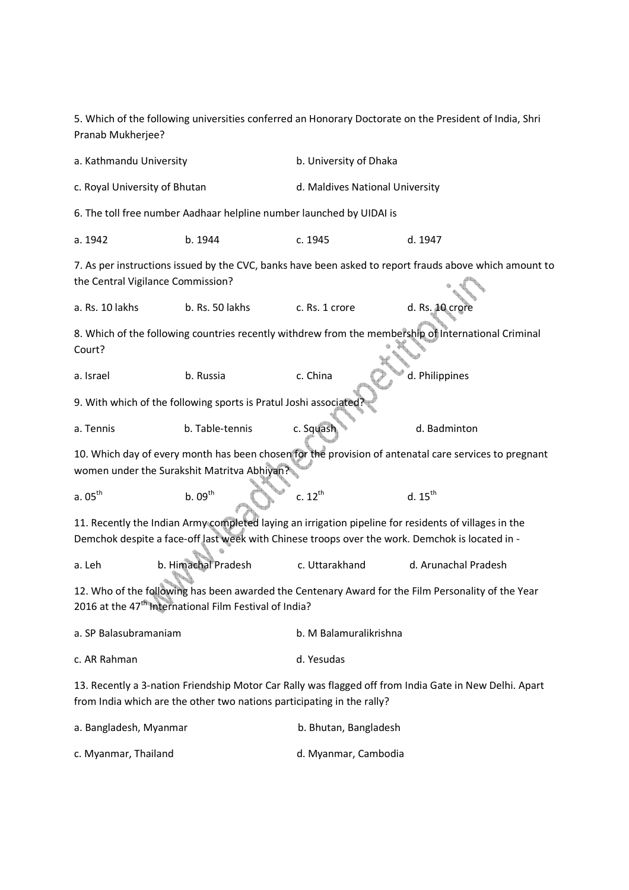5. Which of the following universities conferred an Honorary Doctorate on the President of India, Shri Pranab Mukherjee?

a. Kathmandu University

b. University of Dhaka

c. Royal University of Bhutan

d. Maldives National University

6. The toll free number Aadhaar helpline number launched by UIDAI is

a. 1942

b. 1944

c. 1945

d. 1947

7. As per instructions issued by the CVC, banks have been asked to report frauds above which amount to the Central Vigilance Commission?

a. Rs. 10 lakhs

b. Rs. 50 lakhs

c. Rs. 1 crore

d. Rs. 10 crore

8. Which of the following countries recently withdrew from the membership of International Criminal Court?

a. Israel

b. Russia

c. China

d. Philippines

9. With which of the following sports is Pratul Joshi associated?

a. Tennis

b. Table-tennis

c. Squash

d. Badminton

10. Which day of every month has been chosen for the provision of antenatal care services to pregnant women under the Surakshit Matritva Abhiyan?

a. 05th

b. 09th

c. 12th

d. 15th

11. Recently the Indian Army completed laying an irrigation pipeline for residents of villages in the Demchok despite a face-off last week with Chinese troops over the work. Demchok is located in -

a. Leh

b. Himachal Pradesh

c. Uttarakhand

d. Arunachal Pradesh

12. Who of the following has been awarded the Centenary Award for the Film Personality of the Year 2016 at the 47th International Film Festival of India?

a. SP Balasubramaniam

b. M Balamuralikrishna

c. AR Rahman

d. Yesudas

13. Recently a 3-nation Friendship Motor Car Rally was flagged off from India Gate in New Delhi. Apart from India which are the other two nations participating in the rally?

a. Bangladesh, Myanmar

b. Bhutan, Bangladesh

c. Myanmar, Thailand

d. Myanmar, Cambodia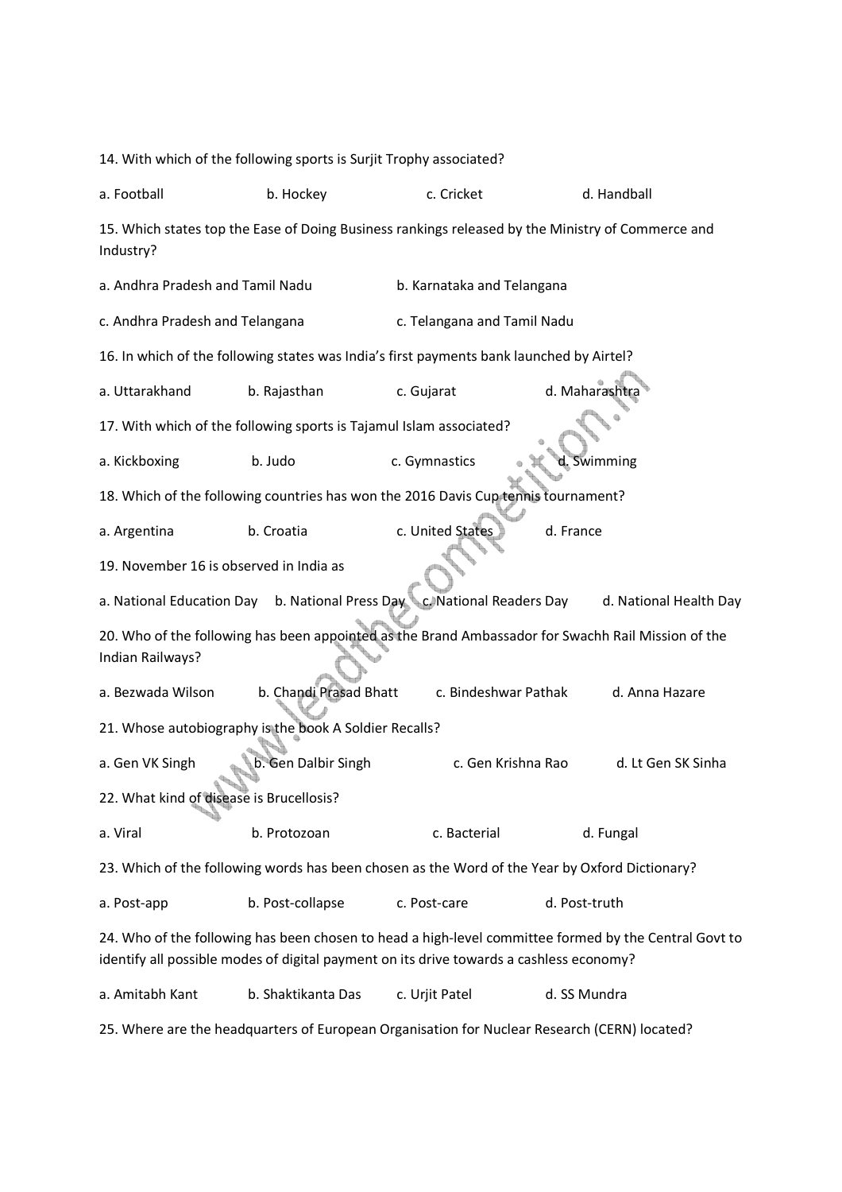14. With which of the following sports is Surjit Trophy associated?

a. Football b. Hockey c. Cricket d. Handball

15. Which states top the Ease of Doing Business rankings released by the Ministry of Commerce and Industry?

a. Andhra Pradesh and Tamil Nadu b. Karnataka and Telangana

c. Andhra Pradesh and Telangana c. Telangana and Tamil Nadu

16. In which of the following states was India's first payments bank launched by Airtel?

a. Uttarakhand b. Rajasthan c. Gujarat d. Maharashtra

17. With which of the following sports is Tajamul Islam associated?

a. Kickboxing b. Judo c. Gymnastics d. Swimming

18. Which of the following countries has won the 2016 Davis Cup tennis tournament?

a. Argentina b. Croatia c. United States d. France

19. November 16 is observed in India as

a. National Education Day b. National Press Day c. National Readers Day d. National Health Day

20. Who of the following has been appointed as the Brand Ambassador for Swachh Rail Mission of the Indian Railways?

a. Bezwada Wilson b. Chandi Prasad Bhatt c. Bindeshwar Pathak d. Anna Hazare

21. Whose autobiography is the book A Soldier Recalls?

a. Gen VK Singh b. Gen Dalbir Singh c. Gen Krishna Rao d. Lt Gen SK Sinha

22. What kind of disease is Brucellosis?

a. Viral b. Protozoan c. Bacterial d. Fungal

23. Which of the following words has been chosen as the Word of the Year by Oxford Dictionary?

a. Post-app b. Post-collapse c. Post-care d. Post-truth

24. Who of the following has been chosen to head a high-level committee formed by the Central Govt to identify all possible modes of digital payment on its drive towards a cashless economy?

a. Amitabh Kant b. Shaktikanta Das c. Urjit Patel d. SS Mundra

25. Where are the headquarters of European Organisation for Nuclear Research (CERN) located?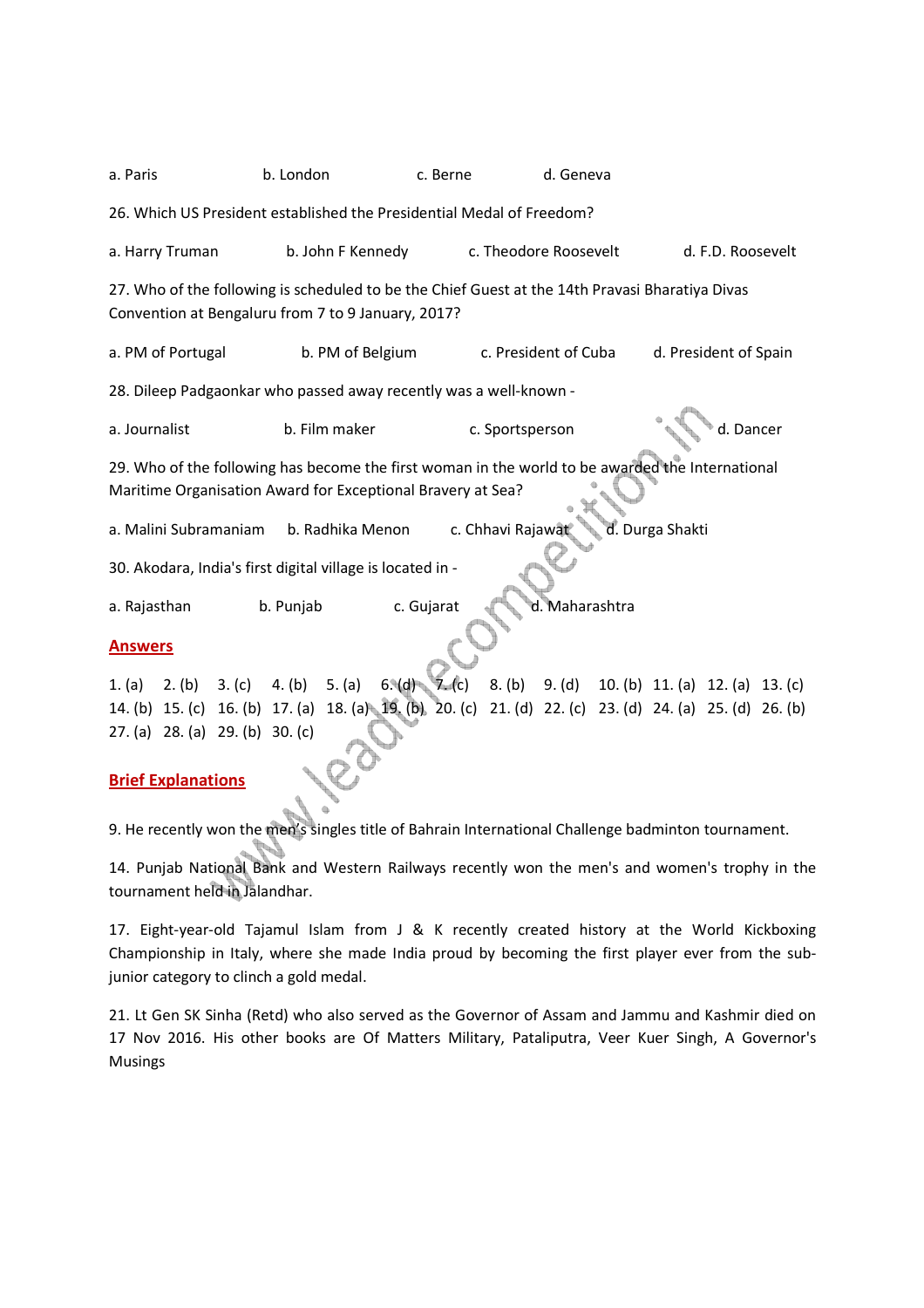a. Paris b. London c. Berne d. Geneva

26. Which US President established the Presidential Medal of Freedom?

a. Harry Truman b. John F Kennedy c. Theodore Roosevelt d. F.D. Roosevelt

27. Who of the following is scheduled to be the Chief Guest at the 14th Pravasi Bharatiya Divas Convention at Bengaluru from 7 to 9 January, 2017?

a. PM of Portugal b. PM of Belgium c. President of Cuba d. President of Spain

28. Dileep Padgaonkar who passed away recently was a well-known -

a. Journalist b. Film maker c. Sportsperson d. Dancer

29. Who of the following has become the first woman in the world to be awarded the International Maritime Organisation Award for Exceptional Bravery at Sea?

a. Malini Subramaniam b. Radhika Menon c. Chhavi Rajawat d. Durga Shakti

30. Akodara, India's first digital village is located in -

a. Rajasthan b. Punjab c. Gujarat d. Maharashtra

## Answers

1. (a) 2. (b) 3. (c) 4. (b) 5. (a) 6. (d) 7. (c) 8. (b) 9. (d) 10. (b) 11. (a) 12. (a) 13. (c) 14. (b) 15. (c) 16. (b) 17. (a) 18. (a) 19. (b) 20. (c) 21. (d) 22. (c) 23. (d) 24. (a) 25. (d) 26. (b) 27. (a) 28. (a) 29. (b) 30. (c)

## Brief Explanations

9. He recently won the men's singles title of Bahrain International Challenge badminton tournament.

14. Punjab National Bank and Western Railways recently won the men's and women's trophy in the tournament held in Jalandhar.

17. Eight-year-old Tajamul Islam from J & K recently created history at the World Kickboxing Championship in Italy, where she made India proud by becoming the first player ever from the sub-junior category to clinch a gold medal.

21. Lt Gen SK Sinha (Retd) who also served as the Governor of Assam and Jammu and Kashmir died on 17 Nov 2016. His other books are Of Matters Military, Pataliputra, Veer Kuer Singh, A Governor's Musings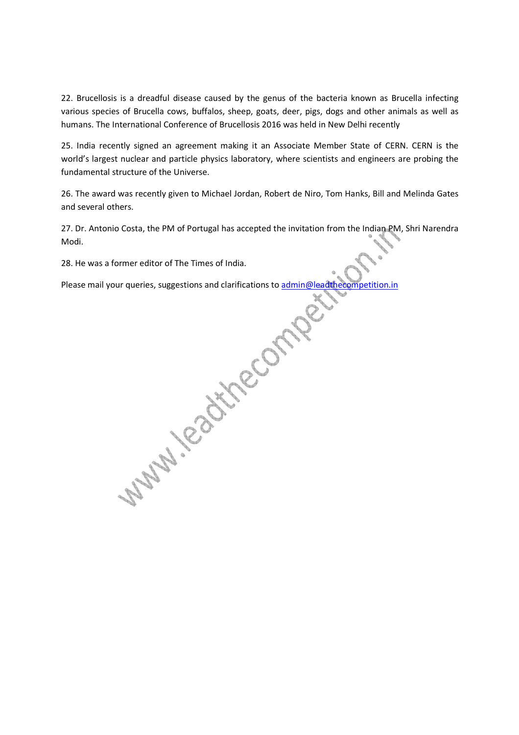22. Brucellosis is a dreadful disease caused by the genus of the bacteria known as Brucella infecting various species of Brucella cows, buffalos, sheep, goats, deer, pigs, dogs and other animals as well as humans. The International Conference of Brucellosis 2016 was held in New Delhi recently

25. India recently signed an agreement making it an Associate Member State of CERN. CERN is the world's largest nuclear and particle physics laboratory, where scientists and engineers are probing the fundamental structure of the Universe.

26. The award was recently given to Michael Jordan, Robert de Niro, Tom Hanks, Bill and Melinda Gates and several others.

27. Dr. Antonio Costa, the PM of Portugal has accepted the invitation from the Indian PM, Shri Narendra Modi.

28. He was a former editor of The Times of India.

Please mail your queries, suggestions and clarifications to admin@leadthecompetition.in